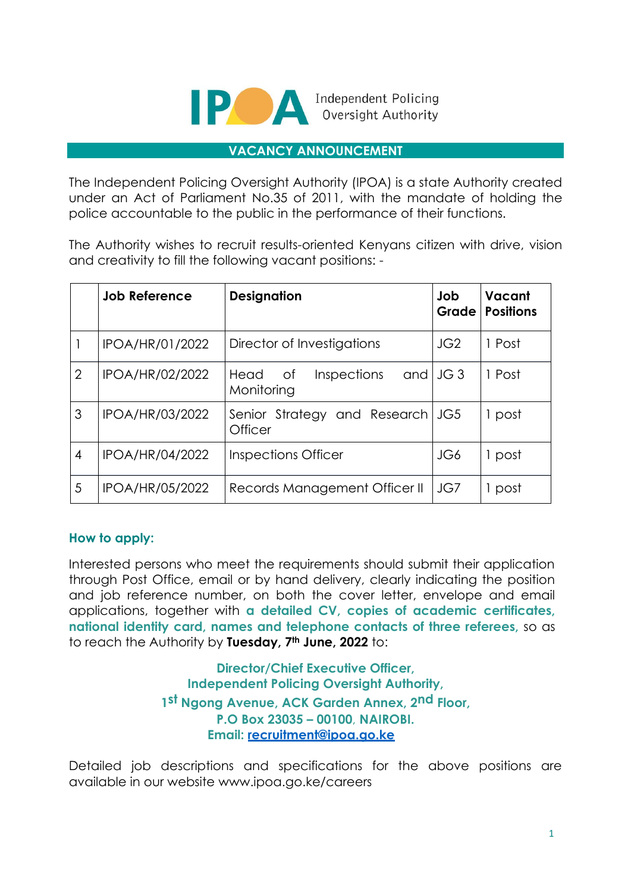IPOA Independent Policing Oversight Authority

## VACANCY ANNOUNCEMENT

The Independent Policing Oversight Authority (IPOA) is a state Authority created under an Act of Parliament No.35 of 2011, with the mandate of holding the police accountable to the public in the performance of their functions.

The Authority wishes to recruit results-oriented Kenyans citizen with drive, vision and creativity to fill the following vacant positions: -

| | Job Reference | Designation | Job Grade | Vacant Positions |
|---|---|---|---|---|
| 1 | IPOA/HR/01/2022 | Director of Investigations | JG2 | 1 Post |
| 2 | IPOA/HR/02/2022 | Head of Inspections and Monitoring | JG 3 | 1 Post |
| 3 | IPOA/HR/03/2022 | Senior Strategy and Research Officer | JG5 | 1 post |
| 4 | IPOA/HR/04/2022 | Inspections Officer | JG6 | 1 post |
| 5 | IPOA/HR/05/2022 | Records Management Officer II | JG7 | 1 post |

### How to apply:

Interested persons who meet the requirements should submit their application through Post Office, email or by hand delivery, clearly indicating the position and job reference number, on both the cover letter, envelope and email applications, together with **a detailed CV, copies of academic certificates, national identity card, names and telephone contacts of three referees,** so as to reach the Authority by **Tuesday, 7th June, 2022** to:

**Director/Chief Executive Officer,**
**Independent Policing Oversight Authority,**
**1st Ngong Avenue, ACK Garden Annex, 2nd Floor,**
**P.O Box 23035 – 00100, NAIROBI.**
**Email: recruitment@ipoa.go.ke**

Detailed job descriptions and specifications for the above positions are available in our website www.ipoa.go.ke/careers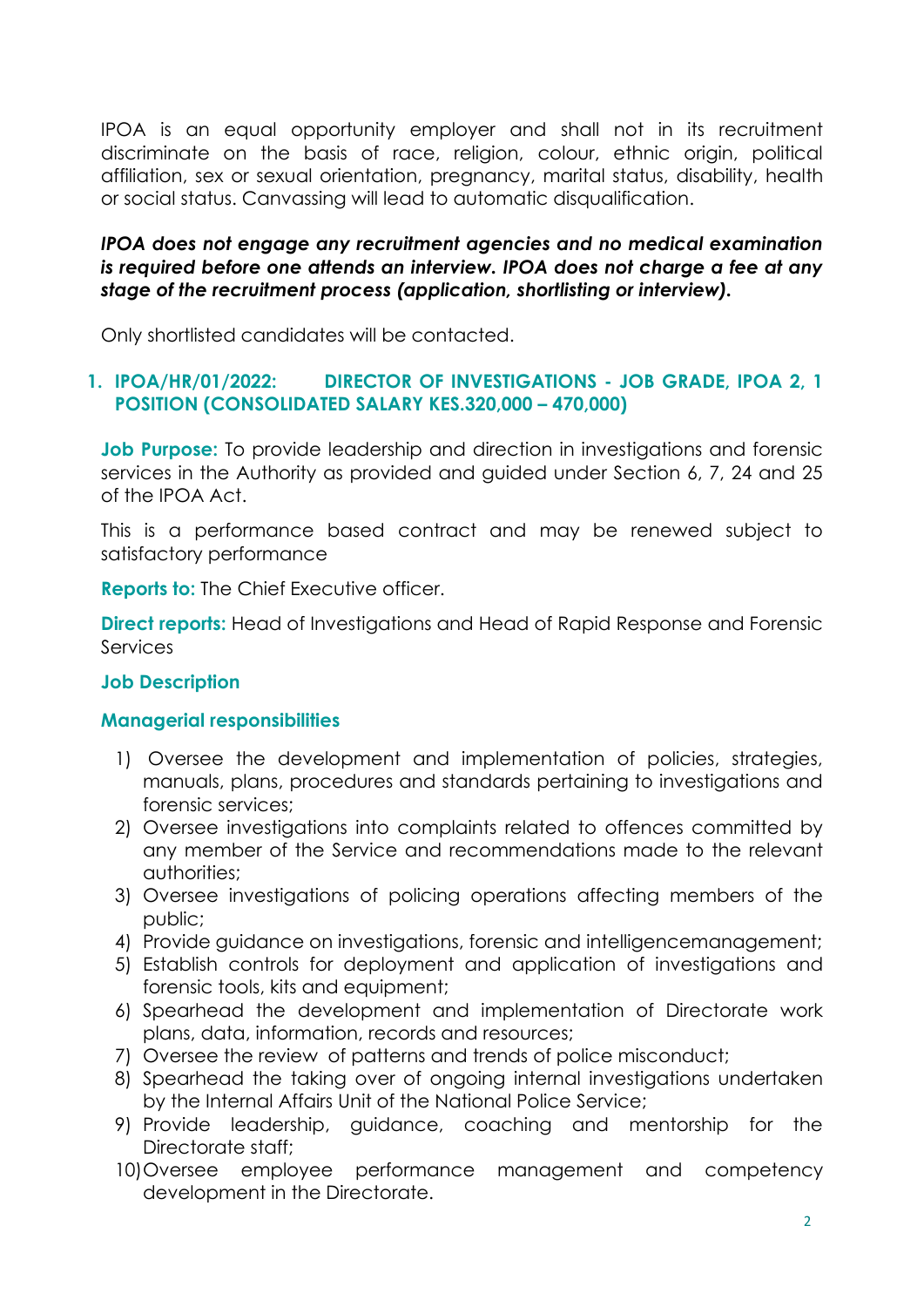IPOA is an equal opportunity employer and shall not in its recruitment discriminate on the basis of race, religion, colour, ethnic origin, political affiliation, sex or sexual orientation, pregnancy, marital status, disability, health or social status. Canvassing will lead to automatic disqualification.

***IPOA does not engage any recruitment agencies and no medical examination is required before one attends an interview. IPOA does not charge a fee at any stage of the recruitment process (application, shortlisting or interview).***

Only shortlisted candidates will be contacted.

## 1. IPOA/HR/01/2022: DIRECTOR OF INVESTIGATIONS - JOB GRADE, IPOA 2, 1 POSITION (CONSOLIDATED SALARY KES.320,000 – 470,000)

**Job Purpose:** To provide leadership and direction in investigations and forensic services in the Authority as provided and guided under Section 6, 7, 24 and 25 of the IPOA Act.

This is a performance based contract and may be renewed subject to satisfactory performance

**Reports to:** The Chief Executive officer.

**Direct reports:** Head of Investigations and Head of Rapid Response and Forensic Services

### Job Description

#### Managerial responsibilities

1) Oversee the development and implementation of policies, strategies, manuals, plans, procedures and standards pertaining to investigations and forensic services;
2) Oversee investigations into complaints related to offences committed by any member of the Service and recommendations made to the relevant authorities;
3) Oversee investigations of policing operations affecting members of the public;
4) Provide guidance on investigations, forensic and intelligencemanagement;
5) Establish controls for deployment and application of investigations and forensic tools, kits and equipment;
6) Spearhead the development and implementation of Directorate work plans, data, information, records and resources;
7) Oversee the review of patterns and trends of police misconduct;
8) Spearhead the taking over of ongoing internal investigations undertaken by the Internal Affairs Unit of the National Police Service;
9) Provide leadership, guidance, coaching and mentorship for the Directorate staff;
10) Oversee employee performance management and competency development in the Directorate.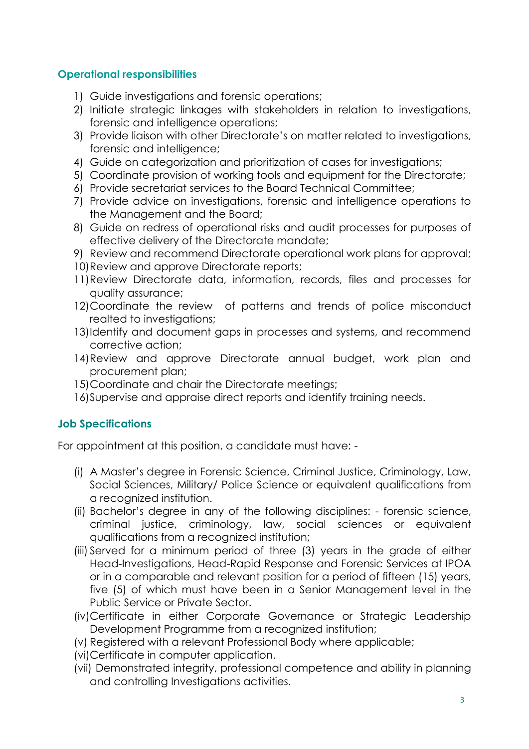### Operational responsibilities

1) Guide investigations and forensic operations;
2) Initiate strategic linkages with stakeholders in relation to investigations, forensic and intelligence operations;
3) Provide liaison with other Directorate's on matter related to investigations, forensic and intelligence;
4) Guide on categorization and prioritization of cases for investigations;
5) Coordinate provision of working tools and equipment for the Directorate;
6) Provide secretariat services to the Board Technical Committee;
7) Provide advice on investigations, forensic and intelligence operations to the Management and the Board;
8) Guide on redress of operational risks and audit processes for purposes of effective delivery of the Directorate mandate;
9) Review and recommend Directorate operational work plans for approval;
10) Review and approve Directorate reports;
11) Review Directorate data, information, records, files and processes for quality assurance;
12) Coordinate the review of patterns and trends of police misconduct realted to investigations;
13) Identify and document gaps in processes and systems, and recommend corrective action;
14) Review and approve Directorate annual budget, work plan and procurement plan;
15) Coordinate and chair the Directorate meetings;
16) Supervise and appraise direct reports and identify training needs.

### Job Specifications

For appointment at this position, a candidate must have: -

(i) A Master's degree in Forensic Science, Criminal Justice, Criminology, Law, Social Sciences, Military/ Police Science or equivalent qualifications from a recognized institution.

(ii) Bachelor's degree in any of the following disciplines: - forensic science, criminal justice, criminology, law, social sciences or equivalent qualifications from a recognized institution;

(iii) Served for a minimum period of three (3) years in the grade of either Head-Investigations, Head-Rapid Response and Forensic Services at IPOA or in a comparable and relevant position for a period of fifteen (15) years, five (5) of which must have been in a Senior Management level in the Public Service or Private Sector.

(iv) Certificate in either Corporate Governance or Strategic Leadership Development Programme from a recognized institution;

(v) Registered with a relevant Professional Body where applicable;

(vi) Certificate in computer application.

(vii) Demonstrated integrity, professional competence and ability in planning and controlling Investigations activities.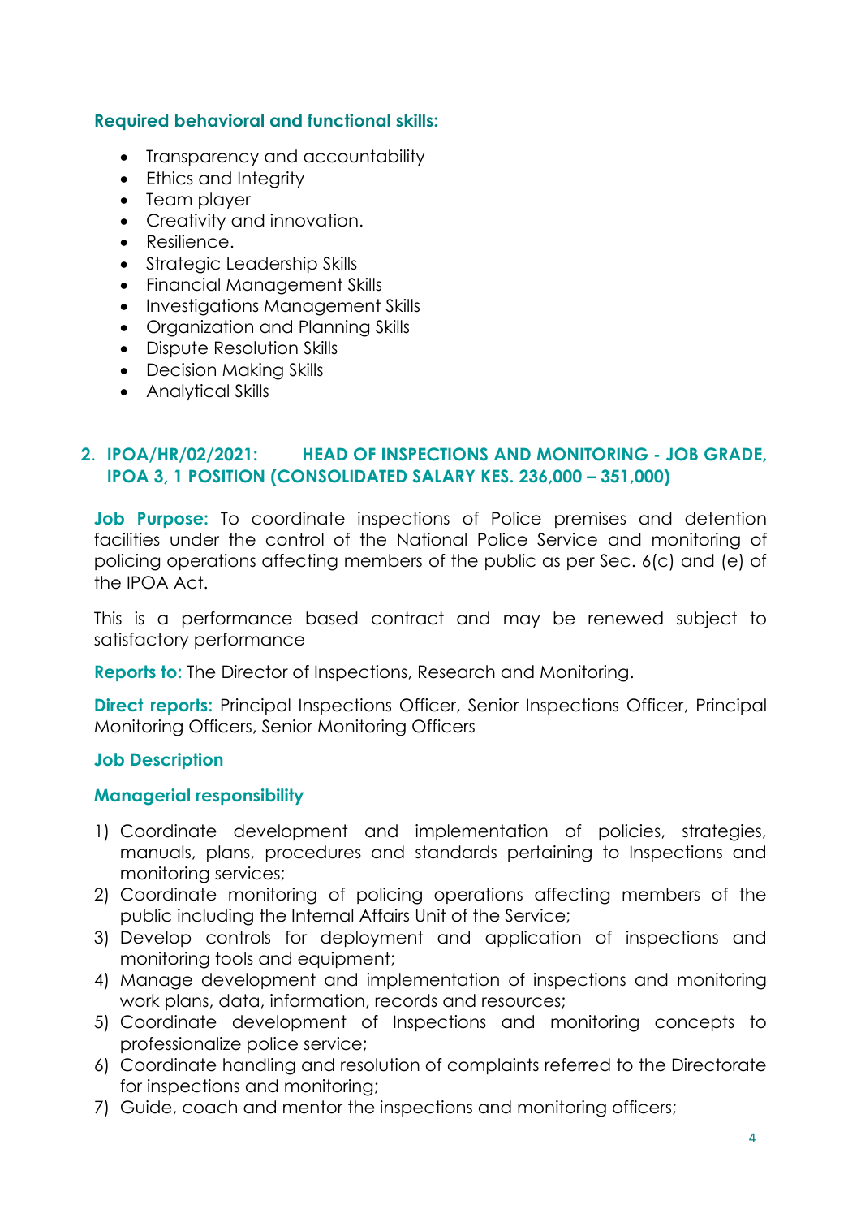**Required behavioral and functional skills:**

- Transparency and accountability
- Ethics and Integrity
- Team player
- Creativity and innovation.
- Resilience.
- Strategic Leadership Skills
- Financial Management Skills
- Investigations Management Skills
- Organization and Planning Skills
- Dispute Resolution Skills
- Decision Making Skills
- Analytical Skills

## 2. IPOA/HR/02/2021: HEAD OF INSPECTIONS AND MONITORING - JOB GRADE, IPOA 3, 1 POSITION (CONSOLIDATED SALARY KES. 236,000 – 351,000)

**Job Purpose:** To coordinate inspections of Police premises and detention facilities under the control of the National Police Service and monitoring of policing operations affecting members of the public as per Sec. 6(c) and (e) of the IPOA Act.

This is a performance based contract and may be renewed subject to satisfactory performance

**Reports to:** The Director of Inspections, Research and Monitoring.

**Direct reports:** Principal Inspections Officer, Senior Inspections Officer, Principal Monitoring Officers, Senior Monitoring Officers

**Job Description**

**Managerial responsibility**

1) Coordinate development and implementation of policies, strategies, manuals, plans, procedures and standards pertaining to Inspections and monitoring services;
2) Coordinate monitoring of policing operations affecting members of the public including the Internal Affairs Unit of the Service;
3) Develop controls for deployment and application of inspections and monitoring tools and equipment;
4) Manage development and implementation of inspections and monitoring work plans, data, information, records and resources;
5) Coordinate development of Inspections and monitoring concepts to professionalize police service;
6) Coordinate handling and resolution of complaints referred to the Directorate for inspections and monitoring;
7) Guide, coach and mentor the inspections and monitoring officers;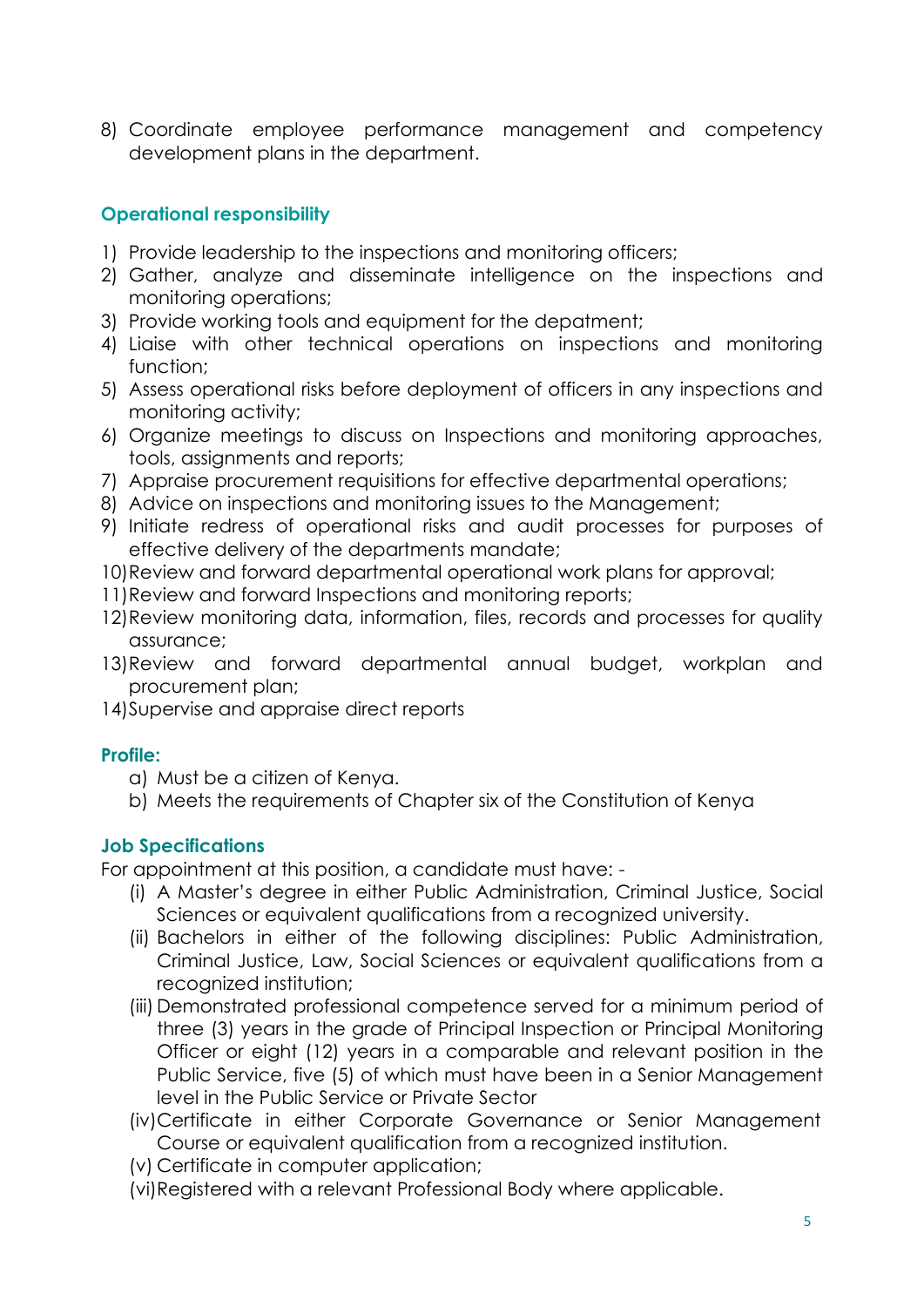8) Coordinate employee performance management and competency development plans in the department.

### Operational responsibility

1) Provide leadership to the inspections and monitoring officers;
2) Gather, analyze and disseminate intelligence on the inspections and monitoring operations;
3) Provide working tools and equipment for the depatment;
4) Liaise with other technical operations on inspections and monitoring function;
5) Assess operational risks before deployment of officers in any inspections and monitoring activity;
6) Organize meetings to discuss on Inspections and monitoring approaches, tools, assignments and reports;
7) Appraise procurement requisitions for effective departmental operations;
8) Advice on inspections and monitoring issues to the Management;
9) Initiate redress of operational risks and audit processes for purposes of effective delivery of the departments mandate;
10) Review and forward departmental operational work plans for approval;
11) Review and forward Inspections and monitoring reports;
12) Review monitoring data, information, files, records and processes for quality assurance;
13) Review and forward departmental annual budget, workplan and procurement plan;
14) Supervise and appraise direct reports

### Profile:

a) Must be a citizen of Kenya.
b) Meets the requirements of Chapter six of the Constitution of Kenya

### Job Specifications

For appointment at this position, a candidate must have: -

(i) A Master's degree in either Public Administration, Criminal Justice, Social Sciences or equivalent qualifications from a recognized university.
(ii) Bachelors in either of the following disciplines: Public Administration, Criminal Justice, Law, Social Sciences or equivalent qualifications from a recognized institution;
(iii) Demonstrated professional competence served for a minimum period of three (3) years in the grade of Principal Inspection or Principal Monitoring Officer or eight (12) years in a comparable and relevant position in the Public Service, five (5) of which must have been in a Senior Management level in the Public Service or Private Sector
(iv) Certificate in either Corporate Governance or Senior Management Course or equivalent qualification from a recognized institution.
(v) Certificate in computer application;
(vi) Registered with a relevant Professional Body where applicable.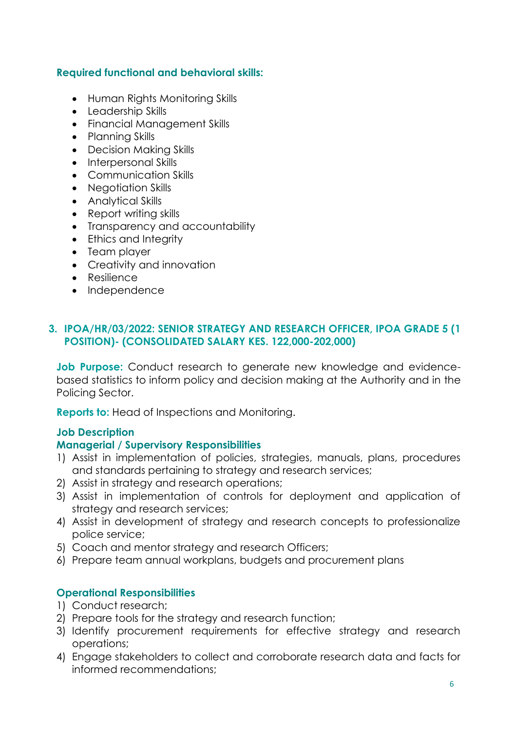**Required functional and behavioral skills:**

- Human Rights Monitoring Skills
- Leadership Skills
- Financial Management Skills
- Planning Skills
- Decision Making Skills
- Interpersonal Skills
- Communication Skills
- Negotiation Skills
- Analytical Skills
- Report writing skills
- Transparency and accountability
- Ethics and Integrity
- Team player
- Creativity and innovation
- Resilience
- Independence

## 3. IPOA/HR/03/2022: SENIOR STRATEGY AND RESEARCH OFFICER, IPOA GRADE 5 (1 POSITION)- (CONSOLIDATED SALARY KES. 122,000-202,000)

**Job Purpose:** Conduct research to generate new knowledge and evidence-based statistics to inform policy and decision making at the Authority and in the Policing Sector.

**Reports to:** Head of Inspections and Monitoring.

**Job Description**

**Managerial / Supervisory Responsibilities**

1) Assist in implementation of policies, strategies, manuals, plans, procedures and standards pertaining to strategy and research services;
2) Assist in strategy and research operations;
3) Assist in implementation of controls for deployment and application of strategy and research services;
4) Assist in development of strategy and research concepts to professionalize police service;
5) Coach and mentor strategy and research Officers;
6) Prepare team annual workplans, budgets and procurement plans

**Operational Responsibilities**

1) Conduct research;
2) Prepare tools for the strategy and research function;
3) Identify procurement requirements for effective strategy and research operations;
4) Engage stakeholders to collect and corroborate research data and facts for informed recommendations;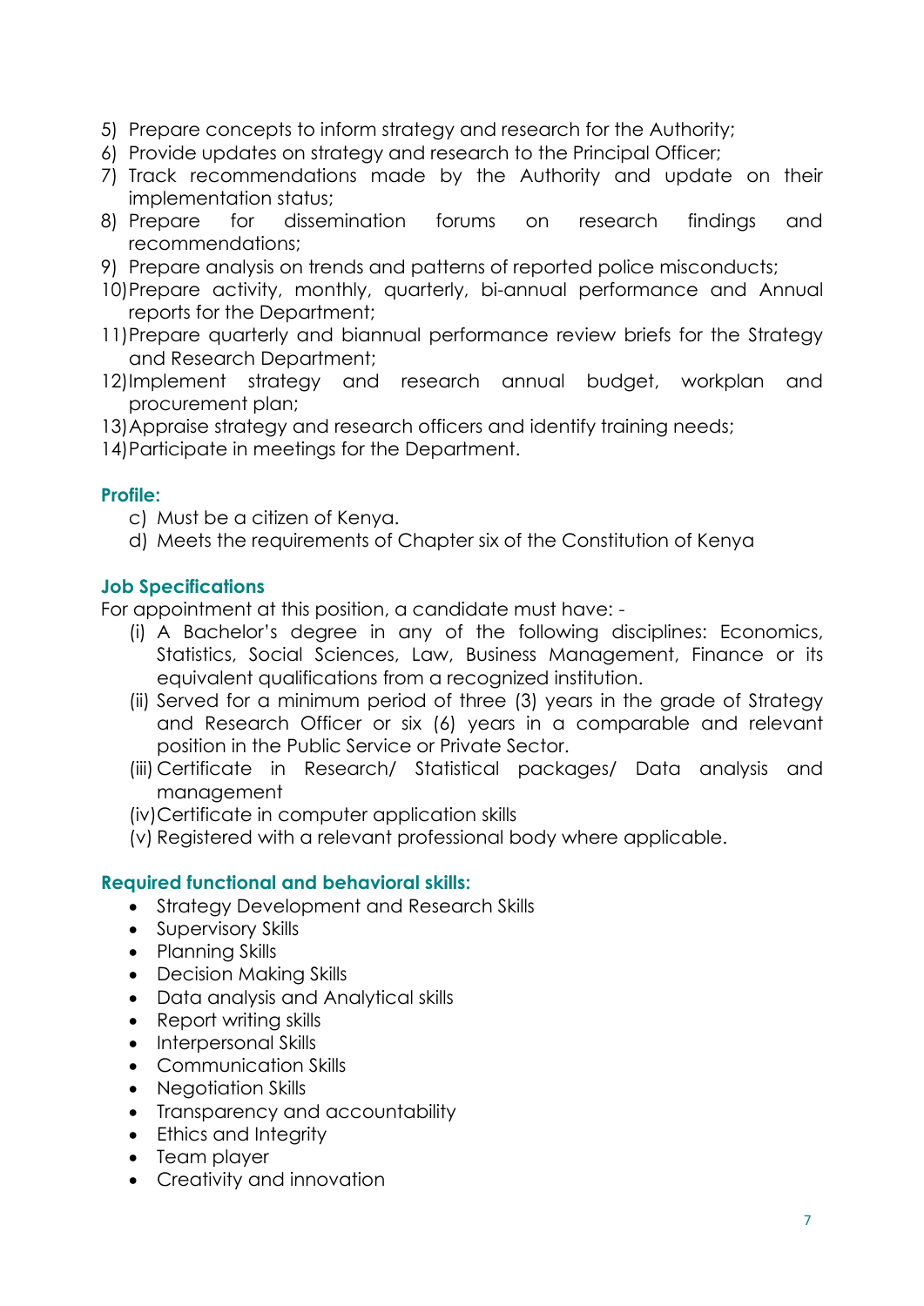5) Prepare concepts to inform strategy and research for the Authority;
6) Provide updates on strategy and research to the Principal Officer;
7) Track recommendations made by the Authority and update on their implementation status;
8) Prepare for dissemination forums on research findings and recommendations;
9) Prepare analysis on trends and patterns of reported police misconducts;
10) Prepare activity, monthly, quarterly, bi-annual performance and Annual reports for the Department;
11) Prepare quarterly and biannual performance review briefs for the Strategy and Research Department;
12) Implement strategy and research annual budget, workplan and procurement plan;
13) Appraise strategy and research officers and identify training needs;
14) Participate in meetings for the Department.

**Profile:**

c) Must be a citizen of Kenya.
d) Meets the requirements of Chapter six of the Constitution of Kenya

**Job Specifications**

For appointment at this position, a candidate must have: -

(i) A Bachelor's degree in any of the following disciplines: Economics, Statistics, Social Sciences, Law, Business Management, Finance or its equivalent qualifications from a recognized institution.
(ii) Served for a minimum period of three (3) years in the grade of Strategy and Research Officer or six (6) years in a comparable and relevant position in the Public Service or Private Sector.
(iii) Certificate in Research/ Statistical packages/ Data analysis and management
(iv) Certificate in computer application skills
(v) Registered with a relevant professional body where applicable.

**Required functional and behavioral skills:**

- Strategy Development and Research Skills
- Supervisory Skills
- Planning Skills
- Decision Making Skills
- Data analysis and Analytical skills
- Report writing skills
- Interpersonal Skills
- Communication Skills
- Negotiation Skills
- Transparency and accountability
- Ethics and Integrity
- Team player
- Creativity and innovation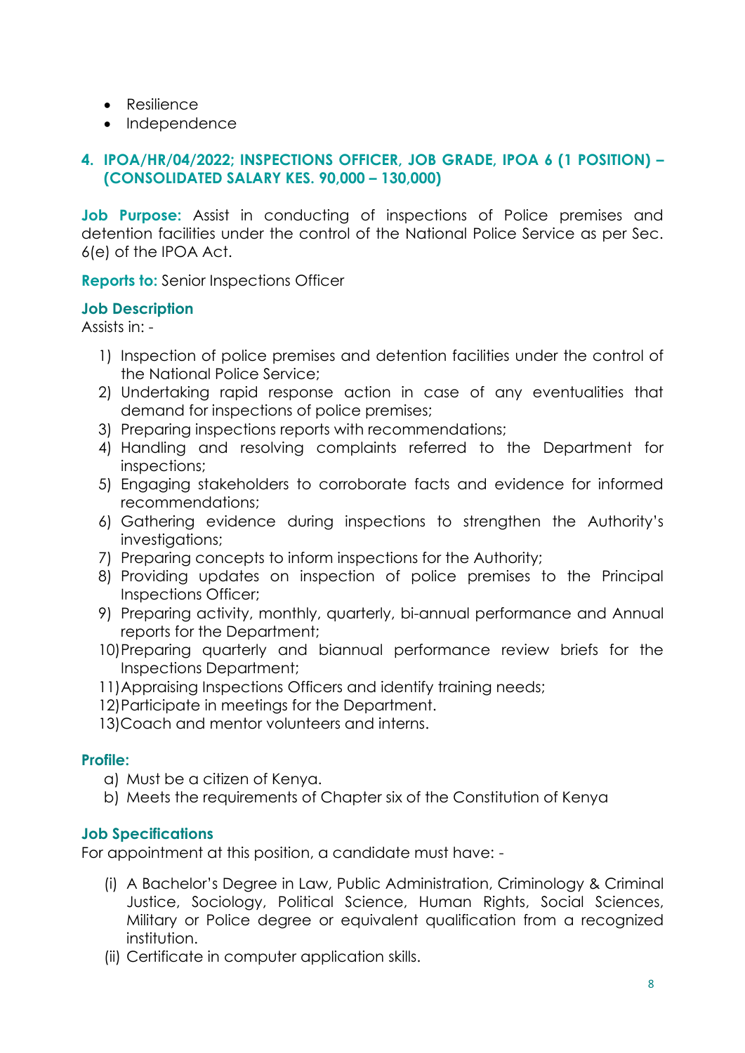- Resilience
- Independence

## 4. IPOA/HR/04/2022; INSPECTIONS OFFICER, JOB GRADE, IPOA 6 (1 POSITION) – (CONSOLIDATED SALARY KES. 90,000 – 130,000)

**Job Purpose:** Assist in conducting of inspections of Police premises and detention facilities under the control of the National Police Service as per Sec. 6(e) of the IPOA Act.

**Reports to:** Senior Inspections Officer

**Job Description**

Assists in: -

1) Inspection of police premises and detention facilities under the control of the National Police Service;
2) Undertaking rapid response action in case of any eventualities that demand for inspections of police premises;
3) Preparing inspections reports with recommendations;
4) Handling and resolving complaints referred to the Department for inspections;
5) Engaging stakeholders to corroborate facts and evidence for informed recommendations;
6) Gathering evidence during inspections to strengthen the Authority's investigations;
7) Preparing concepts to inform inspections for the Authority;
8) Providing updates on inspection of police premises to the Principal Inspections Officer;
9) Preparing activity, monthly, quarterly, bi-annual performance and Annual reports for the Department;
10) Preparing quarterly and biannual performance review briefs for the Inspections Department;
11) Appraising Inspections Officers and identify training needs;
12) Participate in meetings for the Department.
13) Coach and mentor volunteers and interns.

**Profile:**

a) Must be a citizen of Kenya.
b) Meets the requirements of Chapter six of the Constitution of Kenya

**Job Specifications**

For appointment at this position, a candidate must have: -

(i) A Bachelor's Degree in Law, Public Administration, Criminology & Criminal Justice, Sociology, Political Science, Human Rights, Social Sciences, Military or Police degree or equivalent qualification from a recognized institution.
(ii) Certificate in computer application skills.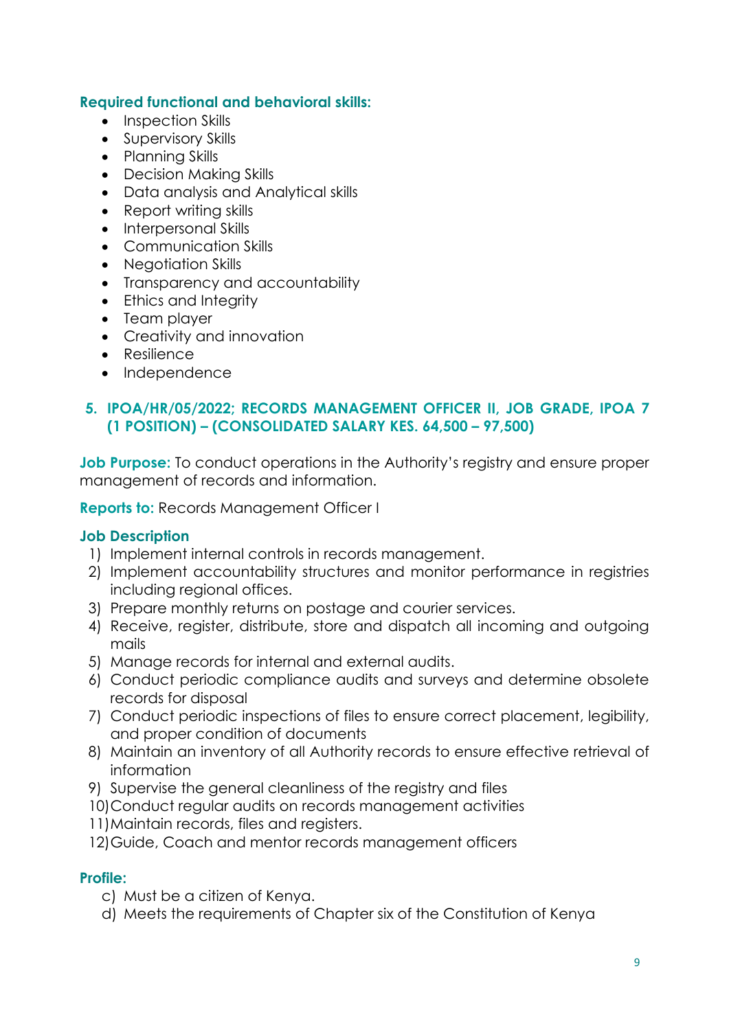**Required functional and behavioral skills:**

- Inspection Skills
- Supervisory Skills
- Planning Skills
- Decision Making Skills
- Data analysis and Analytical skills
- Report writing skills
- Interpersonal Skills
- Communication Skills
- Negotiation Skills
- Transparency and accountability
- Ethics and Integrity
- Team player
- Creativity and innovation
- Resilience
- Independence

## 5. IPOA/HR/05/2022; RECORDS MANAGEMENT OFFICER II, JOB GRADE, IPOA 7 (1 POSITION) – (CONSOLIDATED SALARY KES. 64,500 – 97,500)

**Job Purpose:** To conduct operations in the Authority's registry and ensure proper management of records and information.

**Reports to:** Records Management Officer I

**Job Description**

1) Implement internal controls in records management.
2) Implement accountability structures and monitor performance in registries including regional offices.
3) Prepare monthly returns on postage and courier services.
4) Receive, register, distribute, store and dispatch all incoming and outgoing mails
5) Manage records for internal and external audits.
6) Conduct periodic compliance audits and surveys and determine obsolete records for disposal
7) Conduct periodic inspections of files to ensure correct placement, legibility, and proper condition of documents
8) Maintain an inventory of all Authority records to ensure effective retrieval of information
9) Supervise the general cleanliness of the registry and files
10) Conduct regular audits on records management activities
11) Maintain records, files and registers.
12) Guide, Coach and mentor records management officers

**Profile:**

c) Must be a citizen of Kenya.
d) Meets the requirements of Chapter six of the Constitution of Kenya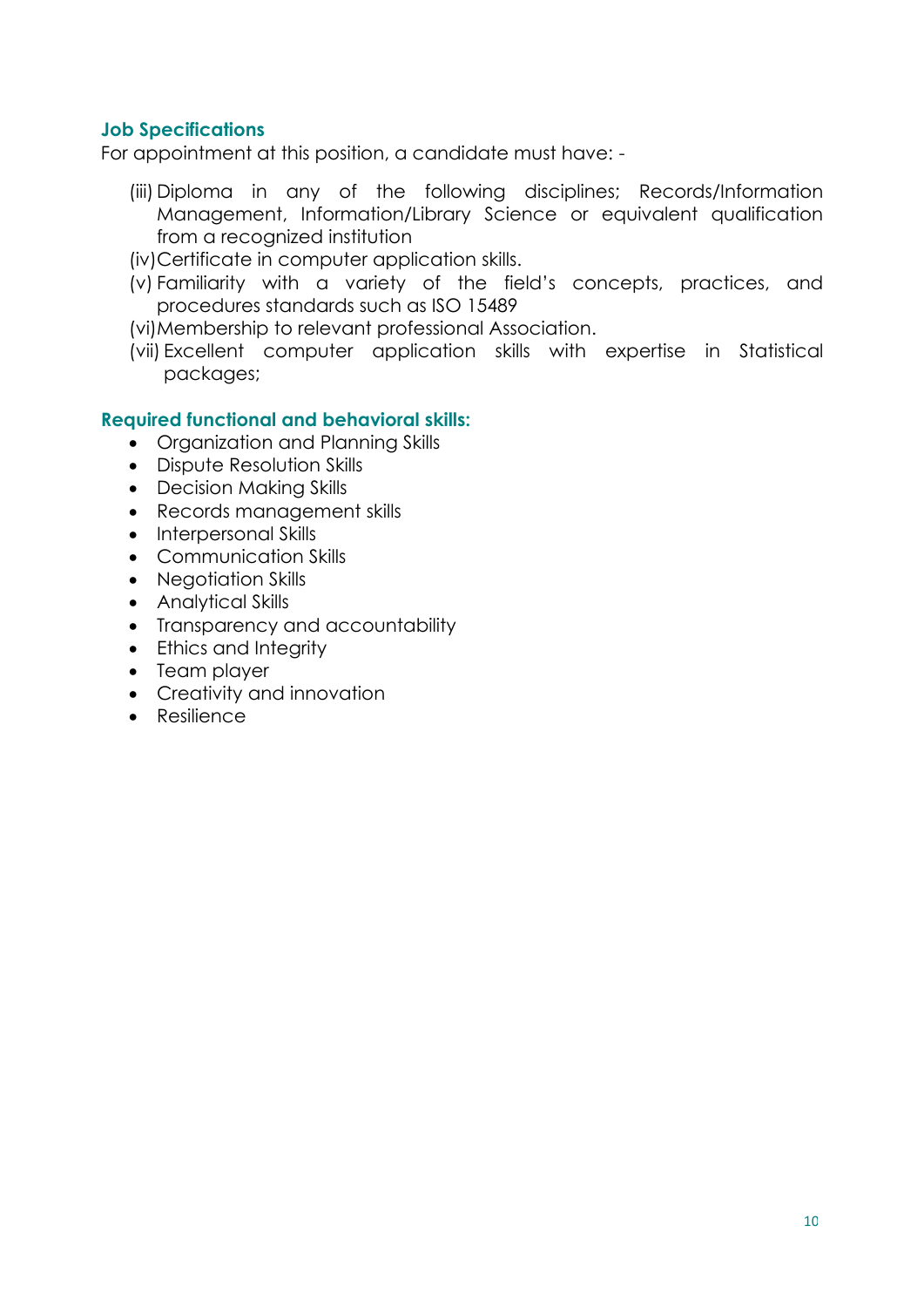### Job Specifications

For appointment at this position, a candidate must have: -

(iii) Diploma in any of the following disciplines; Records/Information Management, Information/Library Science or equivalent qualification from a recognized institution

(iv) Certificate in computer application skills.

(v) Familiarity with a variety of the field's concepts, practices, and procedures standards such as ISO 15489

(vi) Membership to relevant professional Association.

(vii) Excellent computer application skills with expertise in Statistical packages;

### Required functional and behavioral skills:

- Organization and Planning Skills
- Dispute Resolution Skills
- Decision Making Skills
- Records management skills
- Interpersonal Skills
- Communication Skills
- Negotiation Skills
- Analytical Skills
- Transparency and accountability
- Ethics and Integrity
- Team player
- Creativity and innovation
- Resilience